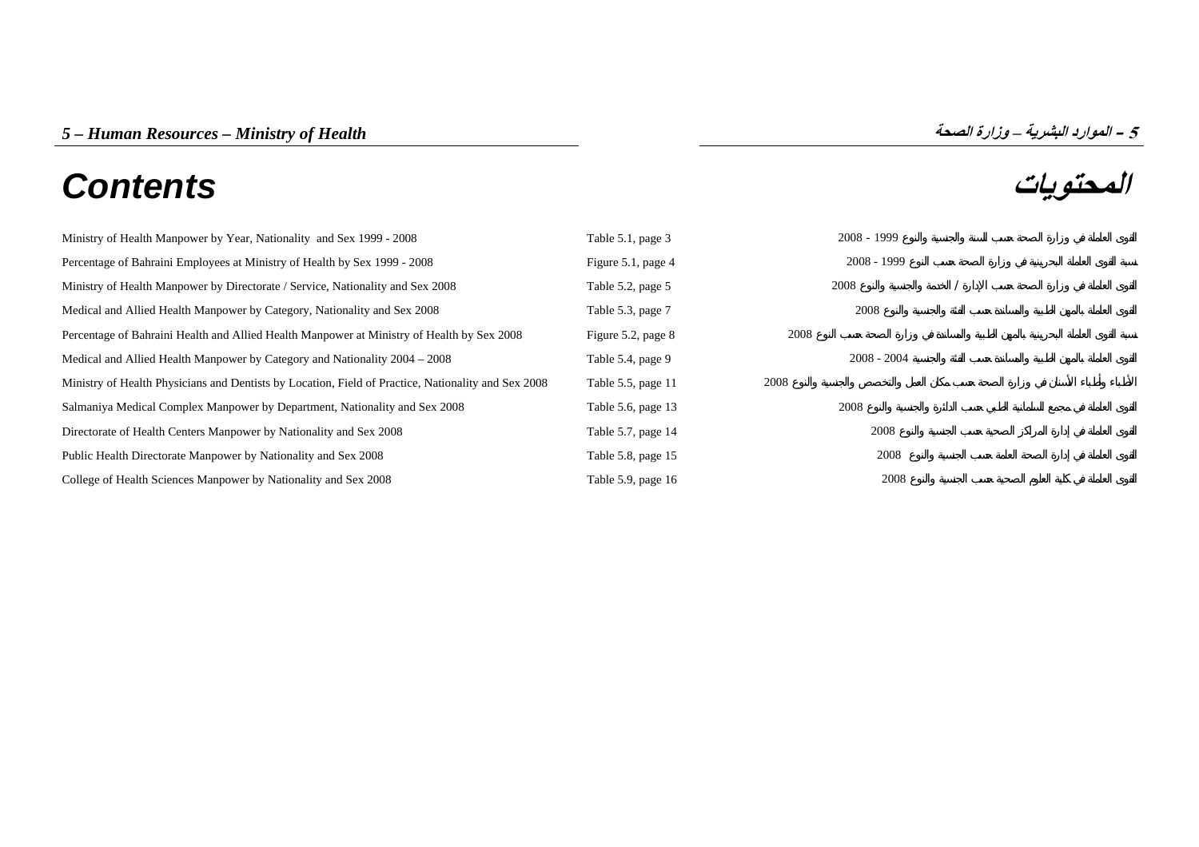# 5 – Human Resources – Ministry of Health

# 5 – الموارد البشرية – وزارة الصحة

## Contents

## المحتويات

| | | |
|---|---|---|
| Ministry of Health Manpower by Year, Nationality and Sex 1999 - 2008 | Table 5.1, page 3 | القوى العاملة في وزارة الصحة حسب السنة والجنسية والنوع 1999 - 2008 |
| Percentage of Bahraini Employees at Ministry of Health by Sex 1999 - 2008 | Figure 5.1, page 4 | نسبة القوى العاملة البحرينية في وزارة الصحة حسب النوع 1999 - 2008 |
| Ministry of Health Manpower by Directorate / Service, Nationality and Sex 2008 | Table 5.2, page 5 | القوى العاملة في وزارة الصحة حسب الإدارة / الخدمة والجنسية والنوع 2008 |
| Medical and Allied Health Manpower by Category, Nationality and Sex 2008 | Table 5.3, page 7 | القوى العاملة بالمهن الطبية والمساندة حسب الفئة والجنسية والنوع 2008 |
| Percentage of Bahraini Health and Allied Health Manpower at Ministry of Health by Sex 2008 | Figure 5.2, page 8 | نسبة القوى العاملة البحرينية بالمهن الطبية والمساندة في وزارة الصحة حسب النوع 2008 |
| Medical and Allied Health Manpower by Category and Nationality 2004 – 2008 | Table 5.4, page 9 | القوى العاملة بالمهن الطبية والمساندة حسب الفئة والجنسية 2004 - 2008 |
| Ministry of Health Physicians and Dentists by Location, Field of Practice, Nationality and Sex 2008 | Table 5.5, page 11 | الأطباء وأطباء الأسنان في وزارة الصحة حسب مكان العمل والتخصص والجنسية والنوع 2008 |
| Salmaniya Medical Complex Manpower by Department, Nationality and Sex 2008 | Table 5.6, page 13 | القوى العاملة في مجمع السلمانية الطبي حسب الدائرة والجنسية والنوع 2008 |
| Directorate of Health Centers Manpower by Nationality and Sex 2008 | Table 5.7, page 14 | القوى العاملة في إدارة المراكز الصحية حسب الجنسية والنوع 2008 |
| Public Health Directorate Manpower by Nationality and Sex 2008 | Table 5.8, page 15 | القوى العاملة في إدارة الصحة العامة حسب الجنسية والنوع 2008 |
| College of Health Sciences Manpower by Nationality and Sex 2008 | Table 5.9, page 16 | القوى العاملة في كلية العلوم الصحية حسب الجنسية والنوع 2008 |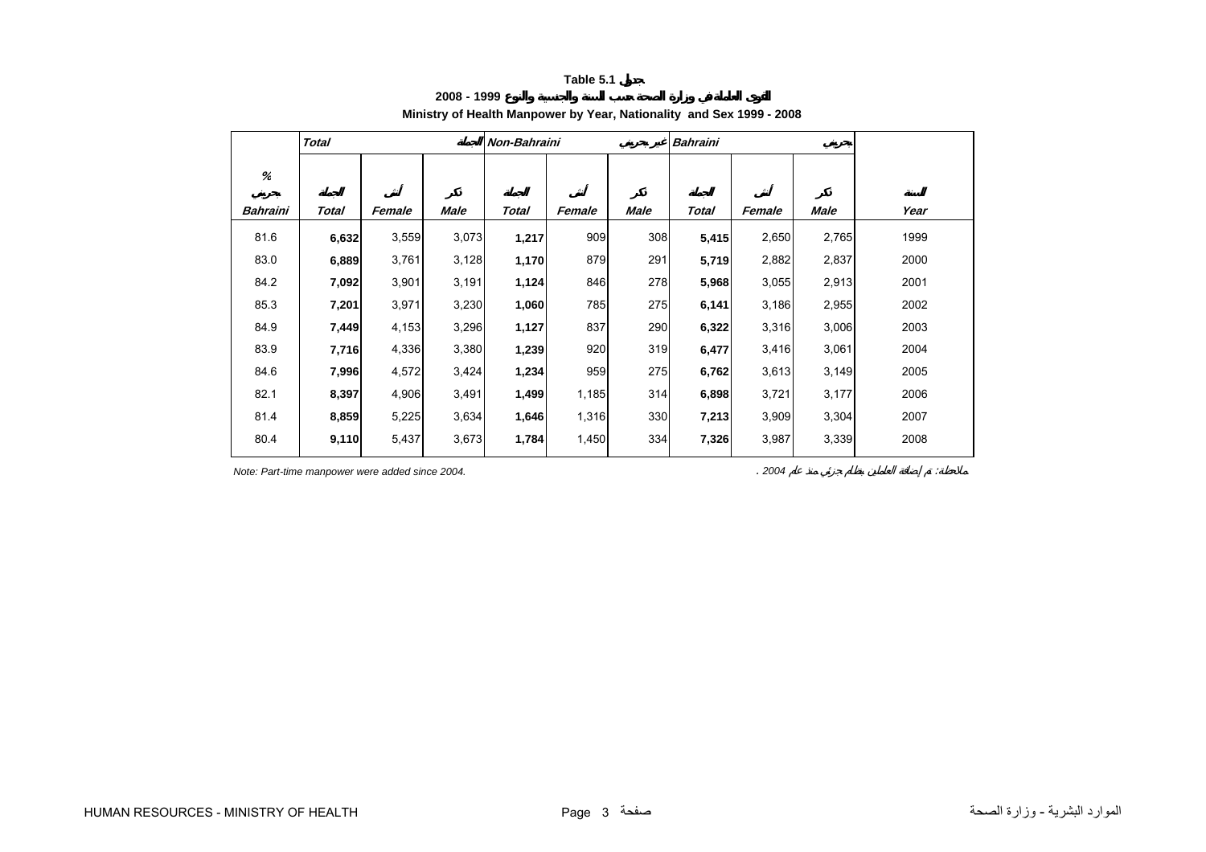**Table 5.1 جدول**

**2008 - 1999 القوى العاملة في وزارة الصحة حسب السنة والجنسية والنوع**

**Ministry of Health Manpower by Year, Nationality and Sex 1999 - 2008**

| % | *Total* | | الجملة | *Non-Bahraini* | | غير بحريني | *Bahraini* | | بحريني | |
|---|---|---|---|---|---|---|---|---|---|---|
| بحريني *Bahraini* | الجملة *Total* | أنثى *Female* | ذكر *Male* | الجملة *Total* | أنثى *Female* | ذكر *Male* | الجملة *Total* | أنثى *Female* | ذكر *Male* | السنة *Year* |
| 81.6 | **6,632** | 3,559 | 3,073 | **1,217** | 909 | 308 | **5,415** | 2,650 | 2,765 | 1999 |
| 83.0 | **6,889** | 3,761 | 3,128 | **1,170** | 879 | 291 | **5,719** | 2,882 | 2,837 | 2000 |
| 84.2 | **7,092** | 3,901 | 3,191 | **1,124** | 846 | 278 | **5,968** | 3,055 | 2,913 | 2001 |
| 85.3 | **7,201** | 3,971 | 3,230 | **1,060** | 785 | 275 | **6,141** | 3,186 | 2,955 | 2002 |
| 84.9 | **7,449** | 4,153 | 3,296 | **1,127** | 837 | 290 | **6,322** | 3,316 | 3,006 | 2003 |
| 83.9 | **7,716** | 4,336 | 3,380 | **1,239** | 920 | 319 | **6,477** | 3,416 | 3,061 | 2004 |
| 84.6 | **7,996** | 4,572 | 3,424 | **1,234** | 959 | 275 | **6,762** | 3,613 | 3,149 | 2005 |
| 82.1 | **8,397** | 4,906 | 3,491 | **1,499** | 1,185 | 314 | **6,898** | 3,721 | 3,177 | 2006 |
| 81.4 | **8,859** | 5,225 | 3,634 | **1,646** | 1,316 | 330 | **7,213** | 3,909 | 3,304 | 2007 |
| 80.4 | **9,110** | 5,437 | 3,673 | **1,784** | 1,450 | 334 | **7,326** | 3,987 | 3,339 | 2008 |

*Note: Part-time manpower were added since 2004.*

ملاحظة: تم إضافة العاملين بنظام جزئي منذ عام 2004 .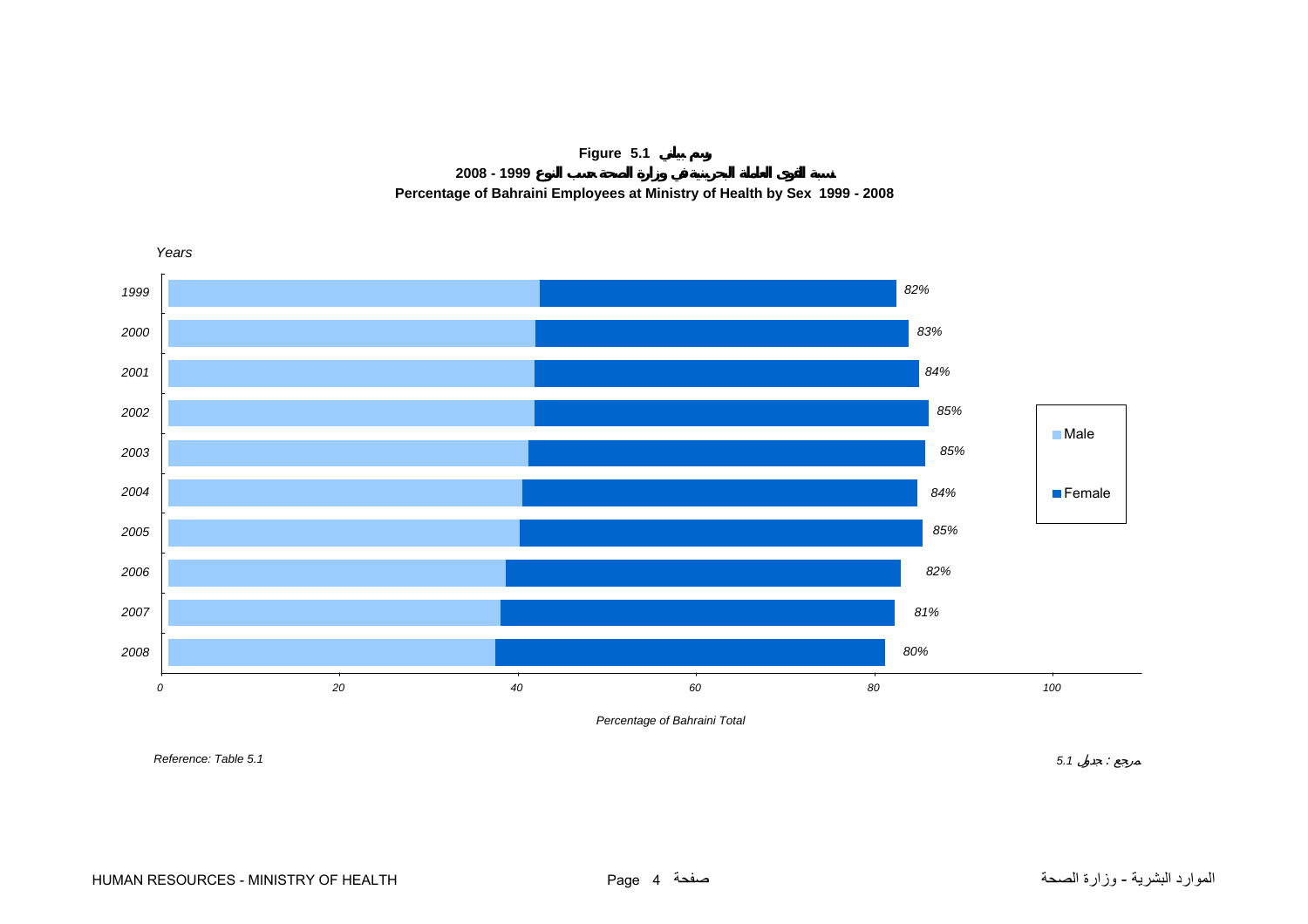**Figure 5.1 رسم بياني**

**نسبة القوى العاملة البحرينية في وزارة الصحة حسب النوع 1999 - 2008**

**Percentage of Bahraini Employees at Ministry of Health by Sex 1999 - 2008**

*Years*

| Year | Total |
|---|---|
| 1999 | 82% |
| 2000 | 83% |
| 2001 | 84% |
| 2002 | 85% |
| 2003 | 85% |
| 2004 | 84% |
| 2005 | 85% |
| 2006 | 82% |
| 2007 | 81% |
| 2008 | 80% |

Legend: Male, Female

*Percentage of Bahraini Total*

*Reference: Table 5.1*

مرجع : جدول 5.1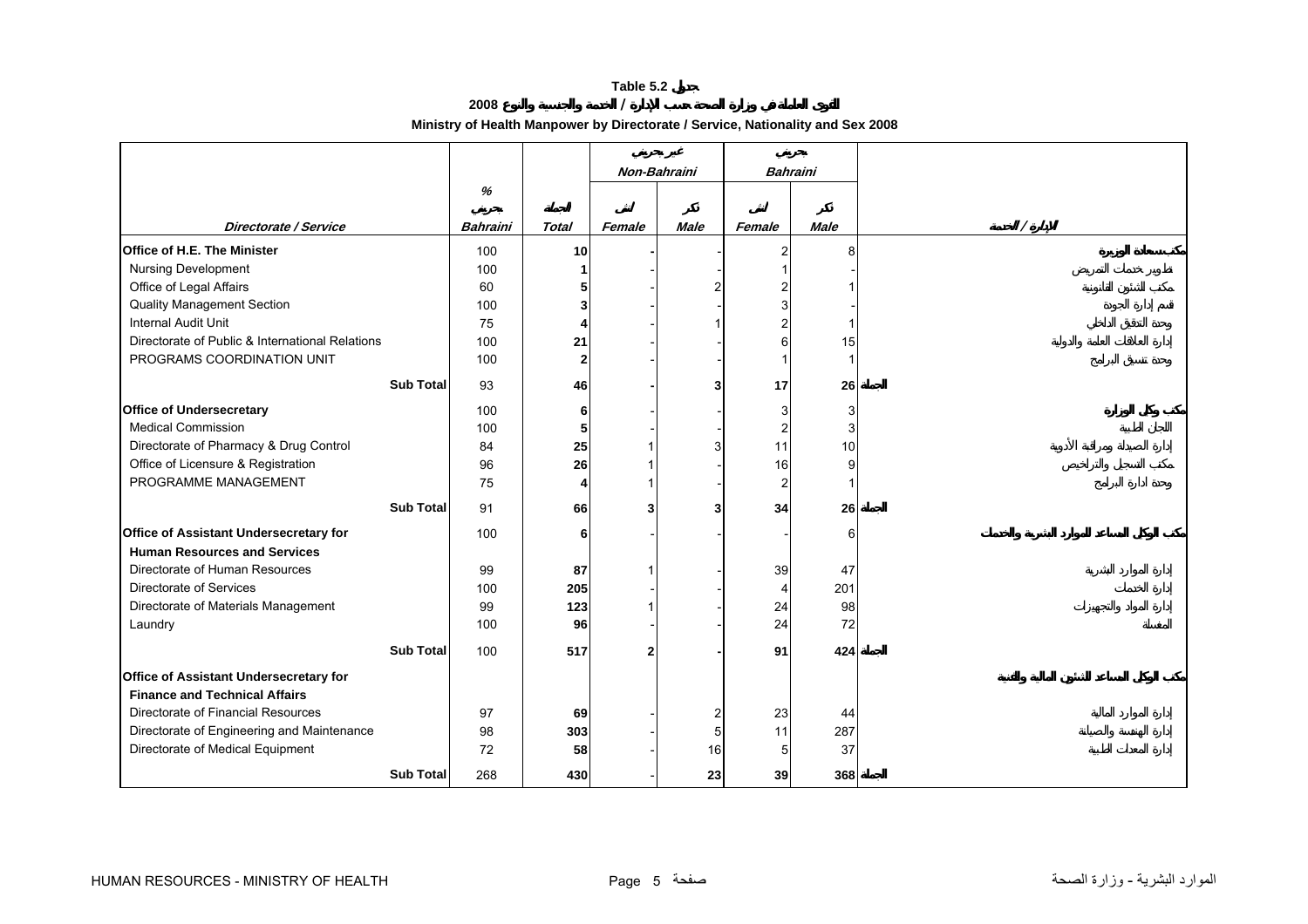**Table 5.2 جدول**

**2008 القوى العاملة في وزارة الصحة حسب الإدارة / الخدمة والجنسية والنوع**

**Ministry of Health Manpower by Directorate / Service, Nationality and Sex 2008**

| | | | غير بحريني Non-Bahraini | | بحريني Bahraini | | |
|---|---|---|---|---|---|---|---|
| Directorate / Service | % بحريني Bahraini | المجموع Total | أنثى Female | ذكر Male | أنثى Female | ذكر Male | الإدارة / الخدمة |
| **Office of H.E. The Minister** | 100 | **10** | - | - | 2 | 8 | مكتب سعادة الوزيرة |
| Nursing Development | 100 | **1** | - | - | 1 | - | تطوير خدمات التمريض |
| Office of Legal Affairs | 60 | **5** | - | 2 | 2 | 1 | مكتب الشئون القانونية |
| Quality Management Section | 100 | **3** | - | - | 3 | - | قسم إدارة الجودة |
| Internal Audit Unit | 75 | **4** | - | 1 | 2 | 1 | وحدة التدقيق الداخلي |
| Directorate of Public & International Relations | 100 | **21** | - | - | 6 | 15 | إدارة العلاقات العامة والدولية |
| PROGRAMS COORDINATION UNIT | 100 | **2** | - | - | 1 | 1 | وحدة تنسيق البرامج |
| **Sub Total** | 93 | **46** | - | **3** | **17** | **26** | المجموع |
| **Office of Undersecretary** | 100 | **6** | - | - | 3 | 3 | مكتب وكيل الوزارة |
| Medical Commission | 100 | **5** | - | - | 2 | 3 | اللجان الطبية |
| Directorate of Pharmacy & Drug Control | 84 | **25** | 1 | 3 | 11 | 10 | إدارة الصيدلة ومراقبة الأدوية |
| Office of Licensure & Registration | 96 | **26** | 1 | - | 16 | 9 | مكتب التسجيل والتراخيص |
| PROGRAMME MANAGEMENT | 75 | **4** | 1 | - | 2 | 1 | وحدة ادارة البرامج |
| **Sub Total** | 91 | **66** | **3** | **3** | **34** | **26** | المجموع |
| **Office of Assistant Undersecretary for Human Resources and Services** | 100 | **6** | - | - | - | 6 | مكتب الوكيل المساعد للموارد البشرية والخدمات |
| Directorate of Human Resources | 99 | **87** | 1 | - | 39 | 47 | إدارة الموارد البشرية |
| Directorate of Services | 100 | **205** | - | - | 4 | 201 | إدارة الخدمات |
| Directorate of Materials Management | 99 | **123** | 1 | - | 24 | 98 | إدارة المواد والتجهيزات |
| Laundry | 100 | **96** | - | - | 24 | 72 | المغسلة |
| **Sub Total** | 100 | **517** | **2** | **-** | **91** | **424** | المجموع |
| **Office of Assistant Undersecretary for Finance and Technical Affairs** | | | | | | | مكتب الوكيل المساعد للشئون المالية والفنية |
| Directorate of Financial Resources | 97 | **69** | - | 2 | 23 | 44 | إدارة الموارد المالية |
| Directorate of Engineering and Maintenance | 98 | **303** | - | 5 | 11 | 287 | إدارة الهندسة والصيانة |
| Directorate of Medical Equipment | 72 | **58** | - | 16 | 5 | 37 | إدارة المعدات الطبية |
| **Sub Total** | 268 | **430** | - | **23** | **39** | **368** | المجموع |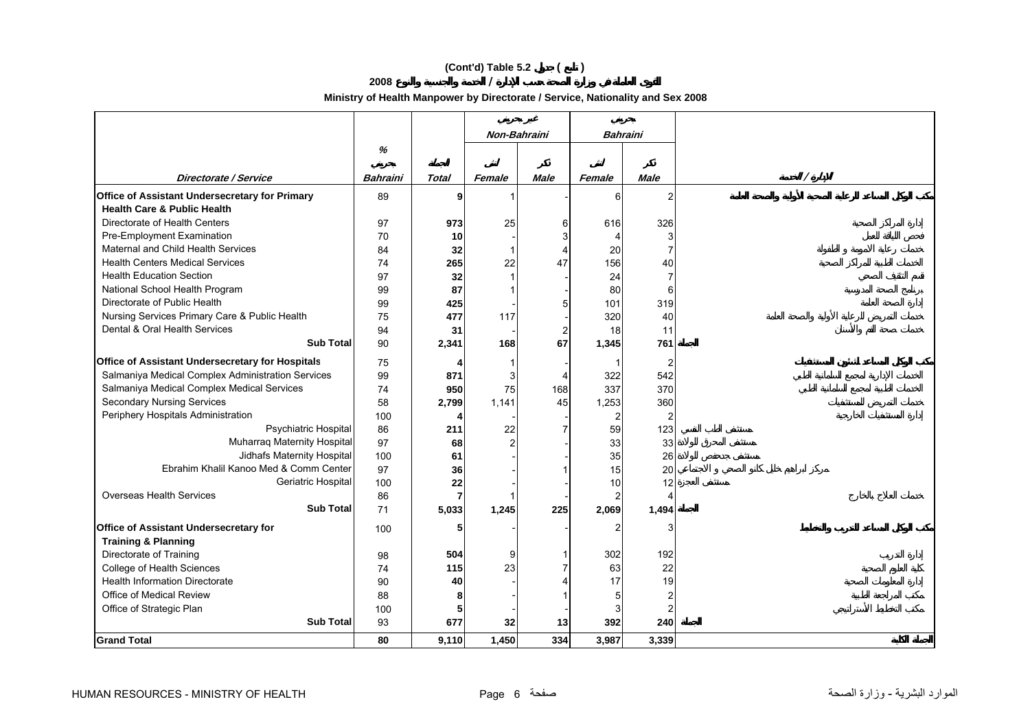# (Cont'd) Table 5.2 جدول ( تابع )

## القوى العاملة في وزارة الصحة حسب الإدارة / الخدمة والجنسية والنوع 2008

## Ministry of Health Manpower by Directorate / Service, Nationality and Sex 2008

| Directorate / Service | % بحريني Bahraini | الجملة Total | غير بحريني Non-Bahraini | | بحريني Bahraini | | الإدارة / الخدمة |
|---|---|---|---|---|---|---|---|
| | | | أنثى Female | ذكر Male | أنثى Female | ذكر Male | |
| **Office of Assistant Undersecretary for Primary Health Care & Public Health** | 89 | 9 | 1 | - | 6 | 2 | مكتب الوكيل المساعد للرعاية الصحية الأولية والصحة العامة |
| Directorate of Health Centers | 97 | 973 | 25 | 6 | 616 | 326 | إدارة المراكز الصحية |
| Pre-Employment Examination | 70 | 10 | - | 3 | 4 | 3 | فحص اللياقة للعمل |
| Maternal and Child Health Services | 84 | 32 | 1 | 4 | 20 | 7 | خدمات رعاية الأمومة و الطفولة |
| Health Centers Medical Services | 74 | 265 | 22 | 47 | 156 | 40 | الخدمات الطبية للمراكز الصحية |
| Health Education Section | 97 | 32 | 1 | - | 24 | 7 | قسم التثقيف الصحي |
| National School Health Program | 99 | 87 | 1 | - | 80 | 6 | برنامج الصحة المدرسية |
| Directorate of Public Health | 99 | 425 | - | 5 | 101 | 319 | إدارة الصحة العامة |
| Nursing Services Primary Care & Public Health | 75 | 477 | 117 | - | 320 | 40 | خدمات التمريض للرعاية الأولية والصحة العامة |
| Dental & Oral Health Services | 94 | 31 | - | 2 | 18 | 11 | خدمات صحة الفم والأسنان |
| **Sub Total** | 90 | **2,341** | **168** | **67** | **1,345** | **761** | الجملة |
| **Office of Assistant Undersecretary for Hospitals** | 75 | 4 | 1 | - | 1 | 2 | مكتب الوكيل المساعد لشئون المستشفيات |
| Salmaniya Medical Complex Administration Services | 99 | 871 | 3 | 4 | 322 | 542 | الخدمات الإدارية لمجمع السلمانية الطبي |
| Salmaniya Medical Complex Medical Services | 74 | 950 | 75 | 168 | 337 | 370 | الخدمات الطبية لمجمع السلمانية الطبي |
| Secondary Nursing Services | 58 | 2,799 | 1,141 | 45 | 1,253 | 360 | خدمات التمريض للمستشفيات |
| Periphery Hospitals Administration | 100 | 4 | - | - | 2 | 2 | إدارة المستشفيات الخارجية |
| Psychiatric Hospital | 86 | 211 | 22 | 7 | 59 | 123 | مستشفى الطب النفسي |
| Muharraq Maternity Hospital | 97 | 68 | 2 | - | 33 | 33 | مستشفى المحرق للولادة |
| Jidhafs Maternity Hospital | 100 | 61 | - | - | 35 | 26 | مستشفى جدحفص للولادة |
| Ebrahim Khalil Kanoo Med & Comm Center | 97 | 36 | - | 1 | 15 | 20 | مركز ابراهيم خليل كانو الصحي و الاجتماعي |
| Geriatric Hospital | 100 | 22 | - | - | 10 | 12 | مستشفى العجزة |
| Overseas Health Services | 86 | 7 | 1 | - | 2 | 4 | خدمات العلاج بالخارج |
| **Sub Total** | 71 | **5,033** | **1,245** | **225** | **2,069** | **1,494** | الجملة |
| **Office of Assistant Undersecretary for Training & Planning** | 100 | 5 | - | - | 2 | 3 | مكتب الوكيل المساعد للتدريب والتخطيط |
| Directorate of Training | 98 | 504 | 9 | 1 | 302 | 192 | إدارة التدريب |
| College of Health Sciences | 74 | 115 | 23 | 7 | 63 | 22 | كلية العلوم الصحية |
| Health Information Directorate | 90 | 40 | - | 4 | 17 | 19 | إدارة المعلومات الصحية |
| Office of Medical Review | 88 | 8 | - | 1 | 5 | 2 | مكتب المراجعة الطبية |
| Office of Strategic Plan | 100 | 5 | - | - | 3 | 2 | مكتب التخطيط الأستراتيجي |
| **Sub Total** | 93 | **677** | **32** | **13** | **392** | **240** | الجملة |
| **Grand Total** | **80** | **9,110** | **1,450** | **334** | **3,987** | **3,339** | الجملة الكلية |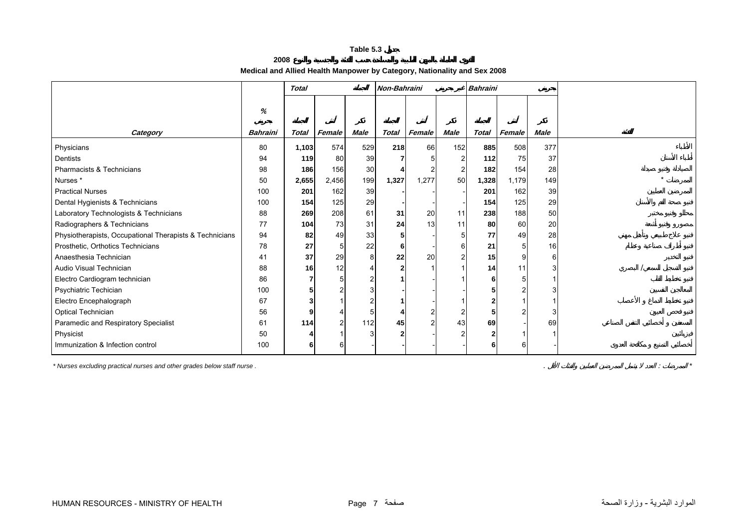**Table 5.3 جدول**

**القوى العاملة بالمهن الطبية والمساندة حسب الفئة والجنسية والنوع 2008**

**Medical and Allied Health Manpower by Category, Nationality and Sex 2008**

| Category | % Bahraini بحريني | Total المجموع | | | Non-Bahraini غير بحريني | | | Bahraini بحريني | | | الفئة |
|---|---|---|---|---|---|---|---|---|---|---|---|
| | | Total المجموع | Female أنثى | Male ذكر | Total المجموع | Female أنثى | Male ذكر | Total المجموع | Female أنثى | Male ذكر | |
| Physicians | 80 | **1,103** | 574 | 529 | **218** | 66 | 152 | **885** | 508 | 377 | الأطباء |
| Dentists | 94 | **119** | 80 | 39 | **7** | 5 | 2 | **112** | 75 | 37 | أطباء الأسنان |
| Pharmacists & Technicians | 98 | **186** | 156 | 30 | **4** | 2 | 2 | **182** | 154 | 28 | الصيادلة وفنيو صيدلة |
| Nurses * | 50 | **2,655** | 2,456 | 199 | **1,327** | 1,277 | 50 | **1,328** | 1,179 | 149 | الممرضات * |
| Practical Nurses | 100 | **201** | 162 | 39 | **-** | - | - | **201** | 162 | 39 | الممرضين العمليين |
| Dental Hygienists & Technicians | 100 | **154** | 125 | 29 | **-** | - | - | **154** | 125 | 29 | فنيو صحة الفم والأسنان |
| Laboratory Technologists & Technicians | 88 | **269** | 208 | 61 | **31** | 20 | 11 | **238** | 188 | 50 | محللو وفنيو مختبر |
| Radiographers & Technicians | 77 | **104** | 73 | 31 | **24** | 13 | 11 | **80** | 60 | 20 | مصورو وفنيو أشعة |
| Physiotherapists, Occupational Therapists & Technicians | 94 | **82** | 49 | 33 | **5** | - | 5 | **77** | 49 | 28 | فنيو علاج طبيعي وتأهيل مهني |
| Prosthetic, Orthotics Technicians | 78 | **27** | 5 | 22 | **6** | - | 6 | **21** | 5 | 16 | فنيو أطراف صناعية وعظام |
| Anaesthesia Technician | 41 | **37** | 29 | 8 | **22** | 20 | 2 | **15** | 9 | 6 | فنيو التخدير |
| Audio Visual Technician | 88 | **16** | 12 | 4 | **2** | 1 | 1 | **14** | 11 | 3 | فنيو التسجيل السمعي / البصري |
| Electro Cardiogram technician | 86 | **7** | 5 | 2 | **1** | - | 1 | **6** | 5 | 1 | فنيو تخطيط القلب |
| Psychiatric Techician | 100 | **5** | 2 | 3 | **-** | - | - | **5** | 2 | 3 | المعالجين النفسيين |
| Electro Encephalograph | 67 | **3** | 1 | 2 | **1** | - | 1 | **2** | 1 | 1 | فنيو تخطيط الدماغ و الأعصاب |
| Optical Technician | 56 | **9** | 4 | 5 | **4** | 2 | 2 | **5** | 2 | 3 | فنيو فحص العيون |
| Paramedic and Respiratory Specialist | 61 | **114** | 2 | 112 | **45** | 2 | 43 | **69** | - | 69 | المسعفين و أخصائيي التنفس الصناعي |
| Physicist | 50 | **4** | 1 | 3 | **2** | - | 2 | **2** | 1 | 1 | فيزيائيين |
| Immunization & Infection control | 100 | **6** | 6 | - | **-** | - | - | **6** | 6 | - | أخصائيي التمنيع و مكافحة العدوى |

* Nurses excluding practical nurses and other grades below staff nurse .

* الممرضات : لا تشمل الممرضين العمليين والفئات الأقل .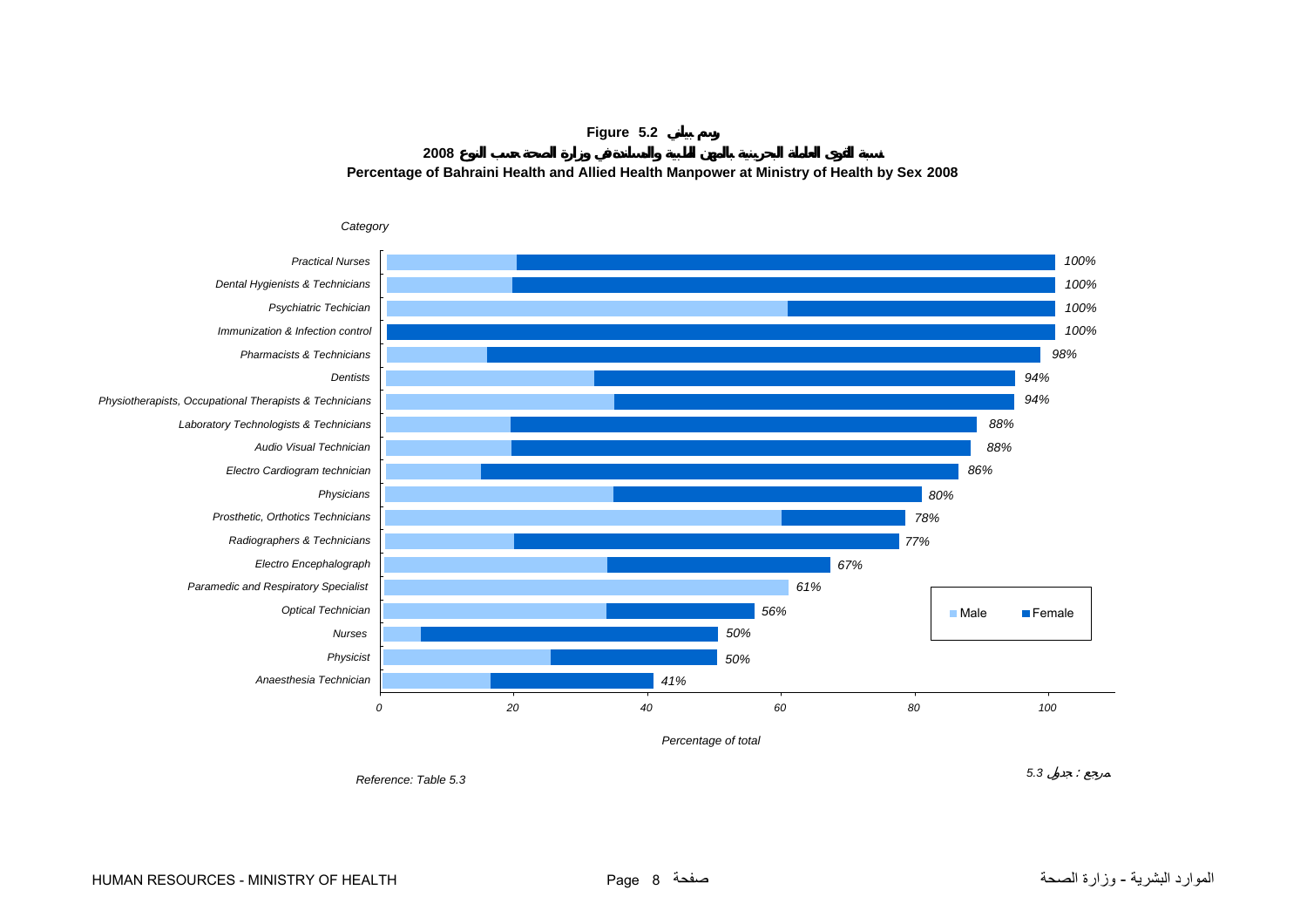**Figure 5.2 رسم بياني**

**نسبة القوى العاملة البحرينية بالمهن الطبية والمساندة في وزارة الصحة حسب النوع 2008**

**Percentage of Bahraini Health and Allied Health Manpower at Ministry of Health by Sex 2008**

| Category | Percentage of total |
|---|---|
| Practical Nurses | 100% |
| Dental Hygienists & Technicians | 100% |
| Psychiatric Techician | 100% |
| Immunization & Infection control | 100% |
| Pharmacists & Technicians | 98% |
| Dentists | 94% |
| Physiotherapists, Occupational Therapists & Technicians | 94% |
| Laboratory Technologists & Technicians | 88% |
| Audio Visual Technician | 88% |
| Electro Cardiogram technician | 86% |
| Physicians | 80% |
| Prosthetic, Orthotics Technicians | 78% |
| Radiographers & Technicians | 77% |
| Electro Encephalograph | 67% |
| Paramedic and Respiratory Specialist | 61% |
| Optical Technician | 56% |
| Nurses | 50% |
| Physicist | 50% |
| Anaesthesia Technician | 41% |

Male / Female

Reference: Table 5.3

مرجع : جدول 5.3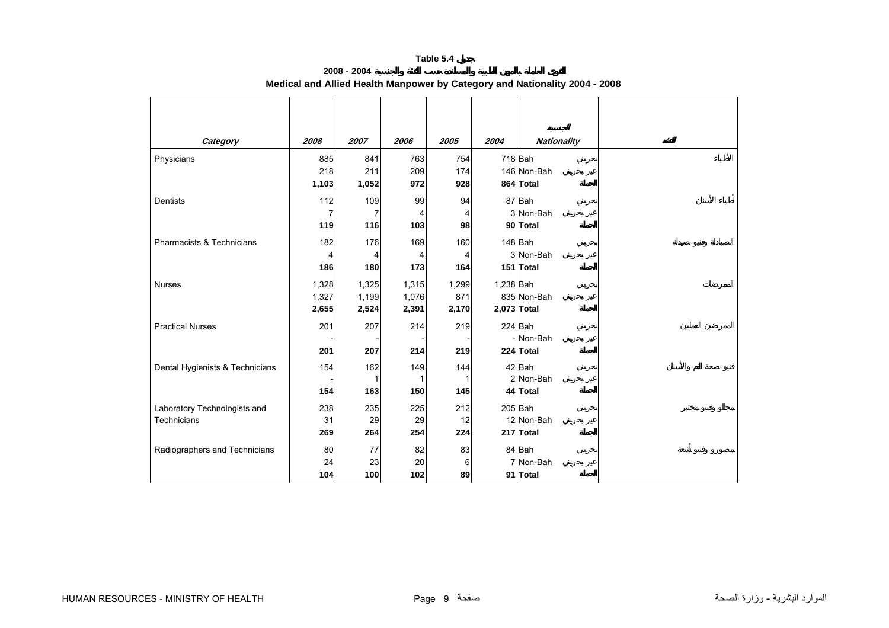**Table 5.4 جدول**

**2008 - 2004 القوى العاملة بالمهن الطبية والمساندة حسب الفئة والجنسية**

**Medical and Allied Health Manpower by Category and Nationality 2004 - 2008**

| *Category* | *2008* | *2007* | *2006* | *2005* | *2004* | *Nationality* | الجنسية | الفئة |
|---|---|---|---|---|---|---|---|---|
| Physicians | 885 | 841 | 763 | 754 | 718 | Bah | بحريني | الأطباء |
| | 218 | 211 | 209 | 174 | 146 | Non-Bah | غير بحريني | |
| | **1,103** | **1,052** | **972** | **928** | **864** | **Total** | **الجملة** | |
| Dentists | 112 | 109 | 99 | 94 | 87 | Bah | بحريني | أطباء الأسنان |
| | 7 | 7 | 4 | 4 | 3 | Non-Bah | غير بحريني | |
| | **119** | **116** | **103** | **98** | **90** | **Total** | **الجملة** | |
| Pharmacists & Technicians | 182 | 176 | 169 | 160 | 148 | Bah | بحريني | الصيادلة وفنيو صيدلة |
| | 4 | 4 | 4 | 4 | 3 | Non-Bah | غير بحريني | |
| | **186** | **180** | **173** | **164** | **151** | **Total** | **الجملة** | |
| Nurses | 1,328 | 1,325 | 1,315 | 1,299 | 1,238 | Bah | بحريني | الممرضات |
| | 1,327 | 1,199 | 1,076 | 871 | 835 | Non-Bah | غير بحريني | |
| | **2,655** | **2,524** | **2,391** | **2,170** | **2,073** | **Total** | **الجملة** | |
| Practical Nurses | 201 | 207 | 214 | 219 | 224 | Bah | بحريني | الممرضين العملين |
| | - | - | - | - | - | Non-Bah | غير بحريني | |
| | **201** | **207** | **214** | **219** | **224** | **Total** | **الجملة** | |
| Dental Hygienists & Technicians | 154 | 162 | 149 | 144 | 42 | Bah | بحريني | فنيو صحة الفم والأسنان |
| | - | 1 | 1 | 1 | 2 | Non-Bah | غير بحريني | |
| | **154** | **163** | **150** | **145** | **44** | **Total** | **الجملة** | |
| Laboratory Technologists and Technicians | 238 | 235 | 225 | 212 | 205 | Bah | بحريني | محللو وفنيو مختبر |
| | 31 | 29 | 29 | 12 | 12 | Non-Bah | غير بحريني | |
| | **269** | **264** | **254** | **224** | **217** | **Total** | **الجملة** | |
| Radiographers and Technicians | 80 | 77 | 82 | 83 | 84 | Bah | بحريني | مصورو وفنيو أشعة |
| | 24 | 23 | 20 | 6 | 7 | Non-Bah | غير بحريني | |
| | **104** | **100** | **102** | **89** | **91** | **Total** | **الجملة** | |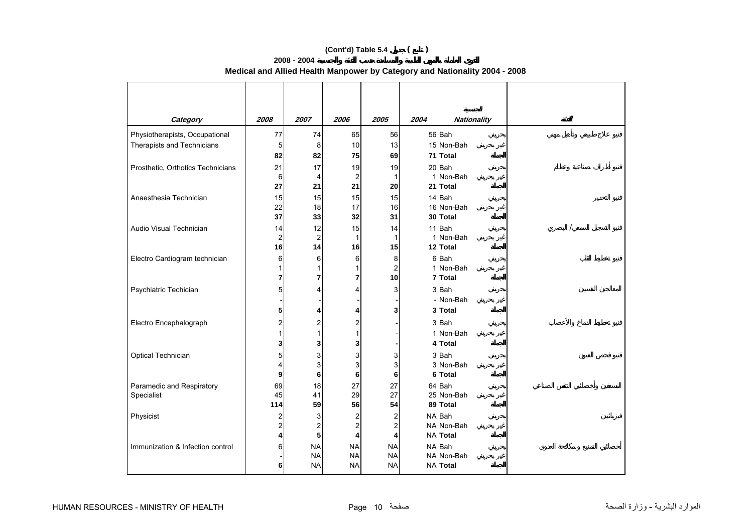# (Cont'd) Table 5.4 جدول ( تابع )

## 2008 - 2004 القوى العاملة بالمهن الطبية والمساندة حسب الفئة والجنسية

## Medical and Allied Health Manpower by Category and Nationality 2004 - 2008

| *Category* | *2008* | *2007* | *2006* | *2005* | *2004* | الجنسية *Nationality* | | الفئة |
|---|---|---|---|---|---|---|---|---|
| Physiotherapists, Occupational | 77 | 74 | 65 | 56 | 56 | Bah | بحريني | فنيو علاج طبيعي وتأهيل مهني |
| Therapists and Technicians | 5 | 8 | 10 | 13 | 15 | Non-Bah | غير بحريني | |
| | **82** | **82** | **75** | **69** | **71** | **Total** | الجملة | |
| Prosthetic, Orthotics Technicians | 21 | 17 | 19 | 19 | 20 | Bah | بحريني | فنيو أطراف صناعية وعظام |
| | 6 | 4 | 2 | 1 | 1 | Non-Bah | غير بحريني | |
| | **27** | **21** | **21** | **20** | **21** | **Total** | الجملة | |
| Anaesthesia Technician | 15 | 15 | 15 | 15 | 14 | Bah | بحريني | فنيو التخدير |
| | 22 | 18 | 17 | 16 | 16 | Non-Bah | غير بحريني | |
| | **37** | **33** | **32** | **31** | **30** | **Total** | الجملة | |
| Audio Visual Technician | 14 | 12 | 15 | 14 | 11 | Bah | بحريني | فنيو التسجيل السمعي / البصري |
| | 2 | 2 | 1 | 1 | 1 | Non-Bah | غير بحريني | |
| | **16** | **14** | **16** | **15** | **12** | **Total** | الجملة | |
| Electro Cardiogram technician | 6 | 6 | 6 | 8 | 6 | Bah | بحريني | فنيو تخطيط القلب |
| | 1 | 1 | 1 | 2 | 1 | Non-Bah | غير بحريني | |
| | **7** | **7** | **7** | **10** | **7** | **Total** | الجملة | |
| Psychiatric Techician | 5 | 4 | 4 | 3 | 3 | Bah | بحريني | المعالجين النفسيين |
| | - | - | - | - | - | Non-Bah | غير بحريني | |
| | **5** | **4** | **4** | **3** | **3** | **Total** | الجملة | |
| Electro Encephalograph | 2 | 2 | 2 | - | 3 | Bah | بحريني | فنيو تخطيط الدماغ والأعصاب |
| | 1 | 1 | 1 | - | 1 | Non-Bah | غير بحريني | |
| | **3** | **3** | **3** | **-** | **4** | **Total** | الجملة | |
| Optical Technician | 5 | 3 | 3 | 3 | 3 | Bah | بحريني | فنيو فحص العيون |
| | 4 | 3 | 3 | 3 | 3 | Non-Bah | غير بحريني | |
| | **9** | **6** | **6** | **6** | **6** | **Total** | الجملة | |
| Paramedic and Respiratory | 69 | 18 | 27 | 27 | 64 | Bah | بحريني | المسعفين وأخصائيي التنفس الصناعي |
| Specialist | 45 | 41 | 29 | 27 | 25 | Non-Bah | غير بحريني | |
| | **114** | **59** | **56** | **54** | **89** | **Total** | الجملة | |
| Physicist | 2 | 3 | 2 | 2 | NA | Bah | بحريني | فيزيائيين |
| | 2 | 2 | 2 | 2 | NA | Non-Bah | غير بحريني | |
| | **4** | **5** | **4** | **4** | NA | **Total** | الجملة | |
| Immunization & Infection control | 6 | NA | NA | NA | NA | Bah | بحريني | أخصائيي التمنيع و مكافحة العدوى |
| | - | NA | NA | NA | NA | Non-Bah | غير بحريني | |
| | **6** | NA | NA | NA | NA | **Total** | الجملة | |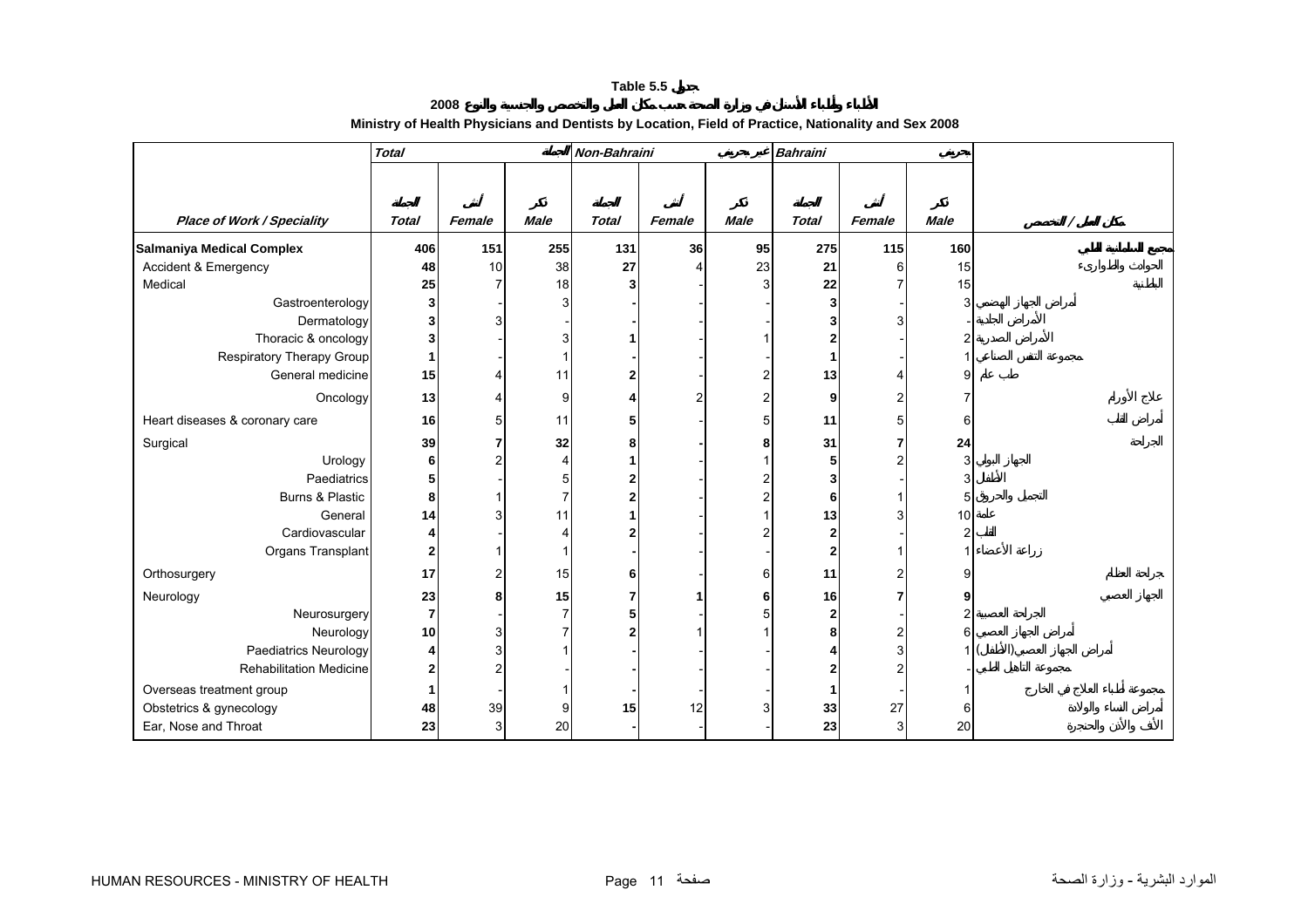**Table 5.5 جدول**

**الأطباء وأطباء الأسنان في وزارة الصحة حسب مكان العمل والتخصص والجنسية والنوع 2008**

**Ministry of Health Physicians and Dentists by Location, Field of Practice, Nationality and Sex 2008**

| | Total | | المجموع | Non-Bahraini | | غير بحريني | Bahraini | | بحريني | |
|---|---|---|---|---|---|---|---|---|---|---|
| Place of Work / Speciality | المجموع Total | أنثى Female | ذكر Male | المجموع Total | أنثى Female | ذكر Male | المجموع Total | أنثى Female | ذكر Male | مكان العمل / التخصص |
| **Salmaniya Medical Complex** | **406** | **151** | **255** | **131** | **36** | **95** | **275** | **115** | **160** | مجمع السلمانية الطبي |
| Accident & Emergency | **48** | 10 | 38 | **27** | 4 | 23 | **21** | 6 | 15 | الحوادث والطوارىء |
| Medical | **25** | 7 | 18 | **3** | - | 3 | **22** | 7 | 15 | الباطنية |
| Gastroenterology | **3** | - | 3 | **-** | - | - | **3** | - | 3 | أمراض الجهاز الهضمي |
| Dermatology | **3** | 3 | - | **-** | - | - | **3** | 3 | - | الأمراض الجلدية |
| Thoracic & oncology | **3** | - | 3 | **1** | - | 1 | **2** | - | 2 | الأمراض الصدرية |
| Respiratory Therapy Group | **1** | - | 1 | **-** | - | - | **1** | - | 1 | مجموعة التنفس الصناعي |
| General medicine | **15** | 4 | 11 | **2** | - | 2 | **13** | 4 | 9 | طب عام |
| Oncology | **13** | 4 | 9 | **4** | 2 | 2 | **9** | 2 | 7 | علاج الأورام |
| Heart diseases & coronary care | **16** | 5 | 11 | **5** | - | 5 | **11** | 5 | 6 | أمراض القلب |
| Surgical | **39** | **7** | **32** | **8** | **-** | **8** | **31** | **7** | **24** | الجراحة |
| Urology | **6** | 2 | 4 | **1** | - | 1 | **5** | 2 | 3 | الجهاز البولي |
| Paediatrics | **5** | - | 5 | **2** | - | 2 | **3** | - | 3 | الأطفال |
| Burns & Plastic | **8** | 1 | 7 | **2** | - | 2 | **6** | 1 | 5 | التجميل والحروق |
| General | **14** | 3 | 11 | **1** | - | 1 | **13** | 3 | 10 | عامة |
| Cardiovascular | **4** | - | 4 | **2** | - | 2 | **2** | - | 2 | القلب |
| Organs Transplant | **2** | 1 | 1 | **-** | - | - | **2** | 1 | 1 | زراعة الأعضاء |
| Orthosurgery | **17** | 2 | 15 | **6** | - | 6 | **11** | 2 | 9 | جراحة العظام |
| Neurology | **23** | **8** | **15** | **7** | **1** | **6** | **16** | **7** | **9** | الجهاز العصبي |
| Neurosurgery | **7** | - | 7 | **5** | - | 5 | **2** | - | 2 | الجراحة العصبية |
| Neurology | **10** | 3 | 7 | **2** | 1 | 1 | **8** | 2 | 6 | أمراض الجهاز العصبي |
| Paediatrics Neurology | **4** | 3 | 1 | **-** | - | - | **4** | 3 | 1 | أمراض الجهاز العصبي(الأطفال) |
| Rehabilitation Medicine | **2** | 2 | - | **-** | - | - | **2** | 2 | - | مجموعة التأهيل الطبي |
| Overseas treatment group | **1** | - | 1 | **-** | - | - | **1** | - | 1 | مجموعة أطباء العلاج في الخارج |
| Obstetrics & gynecology | **48** | 39 | 9 | **15** | 12 | 3 | **33** | 27 | 6 | أمراض النساء والولادة |
| Ear, Nose and Throat | **23** | 3 | 20 | **-** | - | - | **23** | 3 | 20 | الأنف والأذن والحنجرة |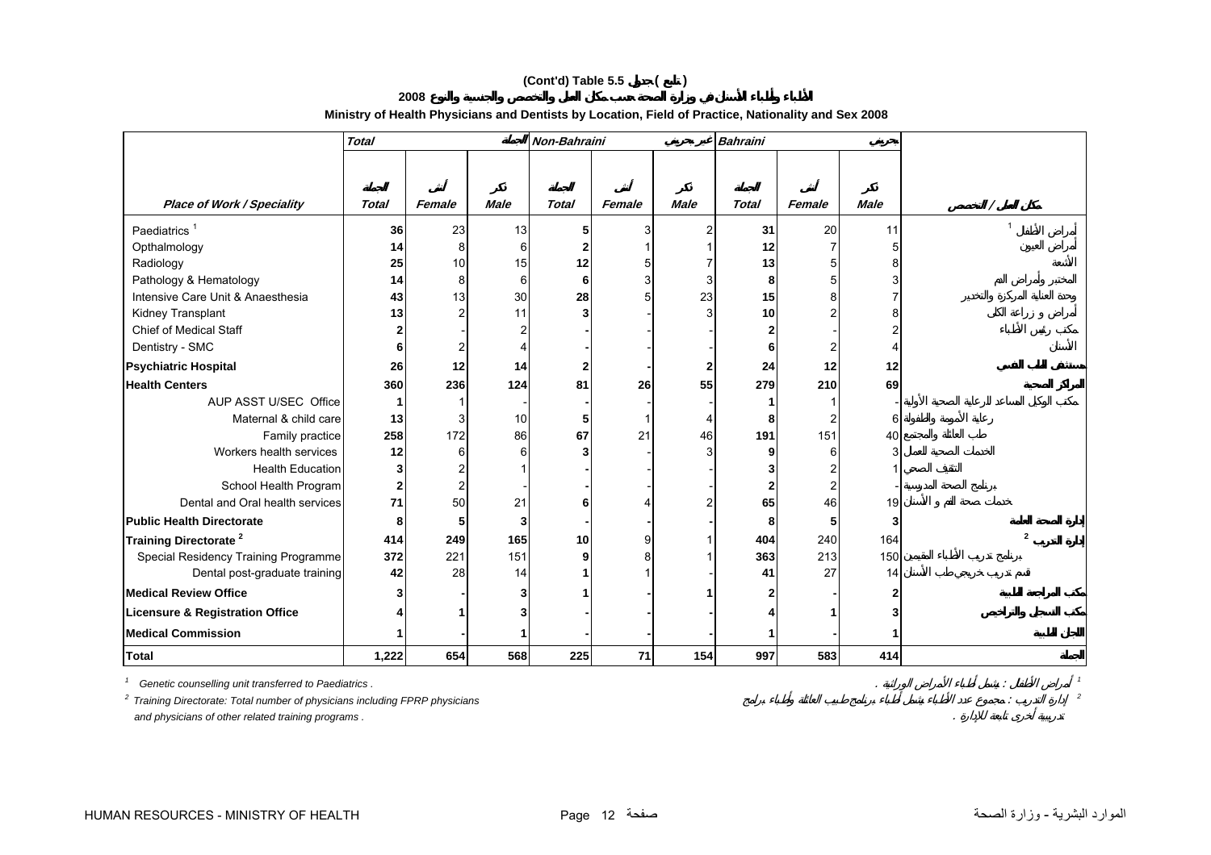# (Cont'd) Table 5.5 جدول ( تابع )

## الأطباء وأطباء الأسنان في وزارة الصحة حسب مكان العمل والتخصص والجنسية والنوع 2008

### Ministry of Health Physicians and Dentists by Location, Field of Practice, Nationality and Sex 2008

| | Total | الجملة | | Non-Bahraini | غير بحريني | | Bahraini | بحريني | | |
|---|---|---|---|---|---|---|---|---|---|---|
| **Place of Work / Speciality** | الجملة **Total** | أنثى **Female** | ذكر **Male** | الجملة **Total** | أنثى **Female** | ذكر **Male** | الجملة **Total** | أنثى **Female** | ذكر **Male** | **مكان العمل / التخصص** |
| Paediatrics [1] | **36** | 23 | 13 | **5** | 3 | 2 | **31** | 20 | 11 | أمراض الأطفال [1] |
| Opthalmology | **14** | 8 | 6 | **2** | 1 | 1 | **12** | 7 | 5 | أمراض العيون |
| Radiology | **25** | 10 | 15 | **12** | 5 | 7 | **13** | 5 | 8 | الأشعة |
| Pathology & Hematology | **14** | 8 | 6 | **6** | 3 | 3 | **8** | 5 | 3 | المختبر وأمراض الدم |
| Intensive Care Unit & Anaesthesia | **43** | 13 | 30 | **28** | 5 | 23 | **15** | 8 | 7 | وحدة العناية المركزة والتخدير |
| Kidney Transplant | **13** | 2 | 11 | **3** | - | 3 | **10** | 2 | 8 | أمراض و زراعة الكلى |
| Chief of Medical Staff | **2** | - | 2 | **-** | - | - | **2** | - | 2 | مكتب رئيس الأطباء |
| Dentistry - SMC | **6** | 2 | 4 | **-** | - | - | **6** | 2 | 4 | الأسنان |
| **Psychiatric Hospital** | **26** | **12** | **14** | **2** | **-** | **2** | **24** | **12** | **12** | **مستشفى الطب النفسي** |
| **Health Centers** | **360** | **236** | **124** | **81** | **26** | **55** | **279** | **210** | **69** | **المراكز الصحية** |
| AUP ASST U/SEC Office | **1** | 1 | - | **-** | - | - | **1** | 1 | - | مكتب الوكيل المساعد للرعاية الصحية الأولية |
| Maternal & child care | **13** | 3 | 10 | **5** | 1 | 4 | **8** | 2 | 6 | رعاية الأمومة والطفولة |
| Family practice | **258** | 172 | 86 | **67** | 21 | 46 | **191** | 151 | 40 | طب العائلة والمجتمع |
| Workers health services | **12** | 6 | 6 | **3** | - | 3 | **9** | 6 | 3 | الخدمات الصحية للعمال |
| Health Education | **3** | 2 | 1 | **-** | - | - | **3** | 2 | 1 | التثقيف الصحي |
| School Health Program | **2** | 2 | - | **-** | - | - | **2** | 2 | - | برنامج الصحة المدرسية |
| Dental and Oral health services | **71** | 50 | 21 | **6** | 4 | 2 | **65** | 46 | 19 | خدمات صحة الفم و الأسنان |
| **Public Health Directorate** | **8** | **5** | **3** | **-** | **-** | **-** | **8** | **5** | **3** | **إدارة الصحة العامة** |
| **Training Directorate [2]** | **414** | **249** | **165** | **10** | **9** | **1** | **404** | **240** | **164** | **إدارة التدريب [2]** |
| Special Residency Training Programme | **372** | 221 | 151 | **9** | 8 | 1 | **363** | 213 | 150 | برنامج تدريب الأطباء المقيمين |
| Dental post-graduate training | **42** | 28 | 14 | **1** | 1 | - | **41** | 27 | 14 | قسم تدريب خريجي طب الأسنان |
| **Medical Review Office** | **3** | **-** | **3** | **1** | **-** | **1** | **2** | **-** | **2** | **مكتب المراجعة الطبية** |
| **Licensure & Registration Office** | **4** | **1** | **3** | **-** | **-** | **-** | **4** | **1** | **3** | **مكتب التسجيل والتراخيص** |
| **Medical Commission** | **1** | **-** | **1** | **-** | **-** | **-** | **1** | **-** | **1** | **اللجان الطبية** |
| **Total** | **1,222** | **654** | **568** | **225** | **71** | **154** | **997** | **583** | **414** | **الجملة** |

[1] Genetic counselling unit transferred to Paediatrics .
[1] أمراض الأطفال : يشمل أطباء الأمراض الوراثية .

[2] Training Directorate: Total number of physicians including FPRP physicians and physicians of other related training programs .
[2] إدارة التدريب : مجموع عدد الأطباء يشمل أطباء برنامج طبيب العائلة وأطباء برامج تدريبية أخرى تابعة للإدارة .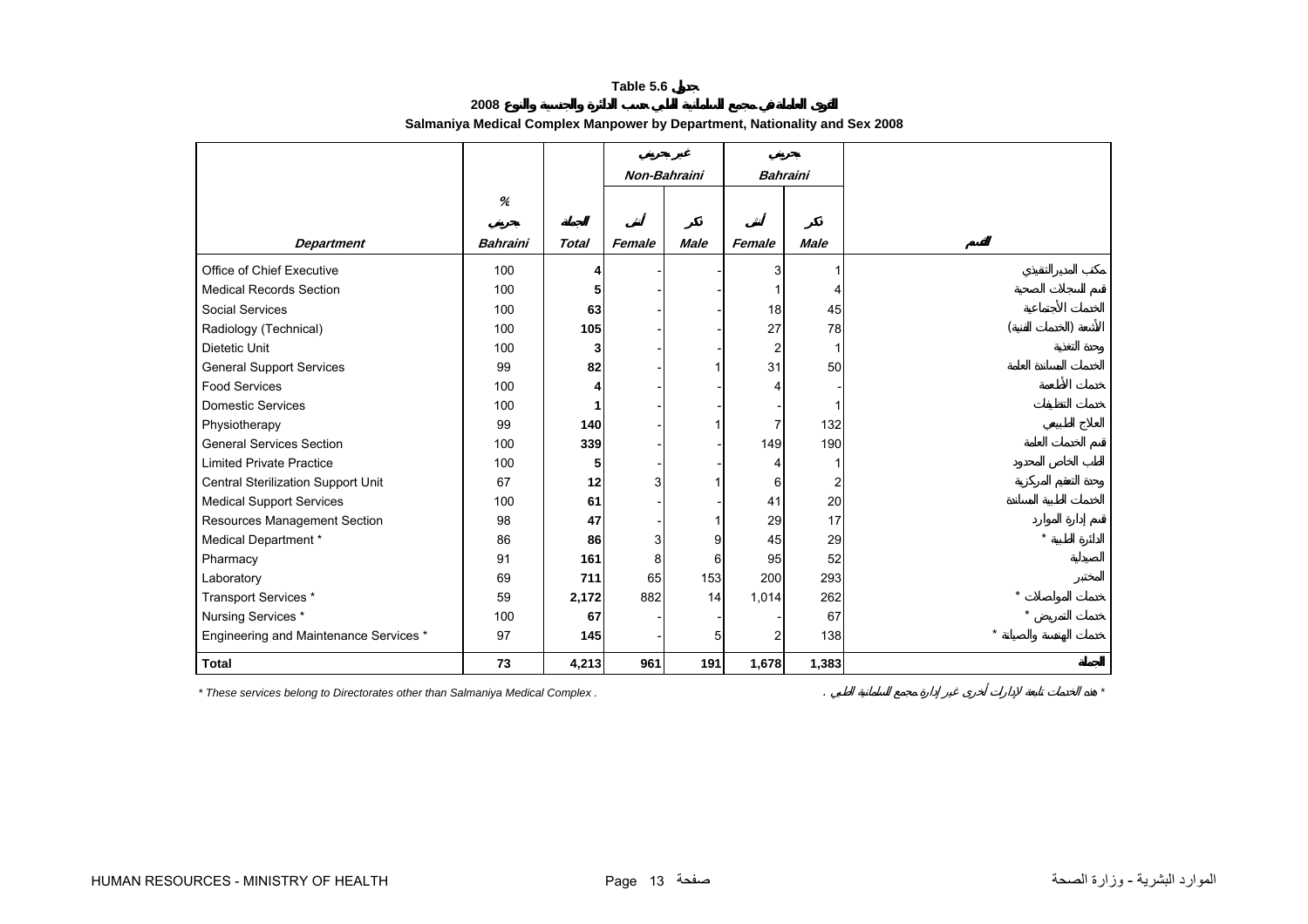**Table 5.6 جدول**

**القوى العاملة في مجمع السلمانية الطبي حسب الدائرة والجنسية والنوع 2008**

**Salmaniya Medical Complex Manpower by Department, Nationality and Sex 2008**

| | % | | غير بحريني *Non-Bahraini* | | بحريني *Bahraini* | | |
|---|---|---|---|---|---|---|---|
| ***Department*** | بحريني ***Bahraini*** | الجملة ***Total*** | أنثى ***Female*** | ذكر ***Male*** | أنثى ***Female*** | ذكر ***Male*** | القسم |
| Office of Chief Executive | 100 | **4** | - | - | 3 | 1 | مكتب المدير التنفيذي |
| Medical Records Section | 100 | **5** | - | - | 1 | 4 | قسم السجلات الصحية |
| Social Services | 100 | **63** | - | - | 18 | 45 | الخدمات الأجتماعية |
| Radiology (Technical) | 100 | **105** | - | - | 27 | 78 | الأشعة (الخدمات الفنية) |
| Dietetic Unit | 100 | **3** | - | - | 2 | 1 | وحدة التغذية |
| General Support Services | 99 | **82** | - | 1 | 31 | 50 | الخدمات المساندة العامة |
| Food Services | 100 | **4** | - | - | 4 | - | خدمات الأطعمة |
| Domestic Services | 100 | **1** | - | - | - | 1 | خدمات التنظيفات |
| Physiotherapy | 99 | **140** | - | 1 | 7 | 132 | العلاج الطبيعي |
| General Services Section | 100 | **339** | - | - | 149 | 190 | قسم الخدمات العامة |
| Limited Private Practice | 100 | **5** | - | - | 4 | 1 | الطب الخاص المحدود |
| Central Sterilization Support Unit | 67 | **12** | 3 | 1 | 6 | 2 | وحدة التعقيم المركزية |
| Medical Support Services | 100 | **61** | - | - | 41 | 20 | الخدمات الطبية المساندة |
| Resources Management Section | 98 | **47** | - | 1 | 29 | 17 | قسم إدارة الموارد |
| Medical Department * | 86 | **86** | 3 | 9 | 45 | 29 | الدائرة الطبية * |
| Pharmacy | 91 | **161** | 8 | 6 | 95 | 52 | الصيدلية |
| Laboratory | 69 | **711** | 65 | 153 | 200 | 293 | المختبر |
| Transport Services * | 59 | **2,172** | 882 | 14 | 1,014 | 262 | خدمات المواصلات * |
| Nursing Services * | 100 | **67** | - | - | - | 67 | خدمات التمريض * |
| Engineering and Maintenance Services * | 97 | **145** | - | 5 | 2 | 138 | خدمات الهندسة والصيانة * |
| **Total** | **73** | **4,213** | **961** | **191** | **1,678** | **1,383** | **الجملة** |

*\* These services belong to Directorates other than Salmaniya Medical Complex .*

\* هذه الخدمات تابعة لإدارات أخرى غير إدارة مجمع السلمانية الطبي .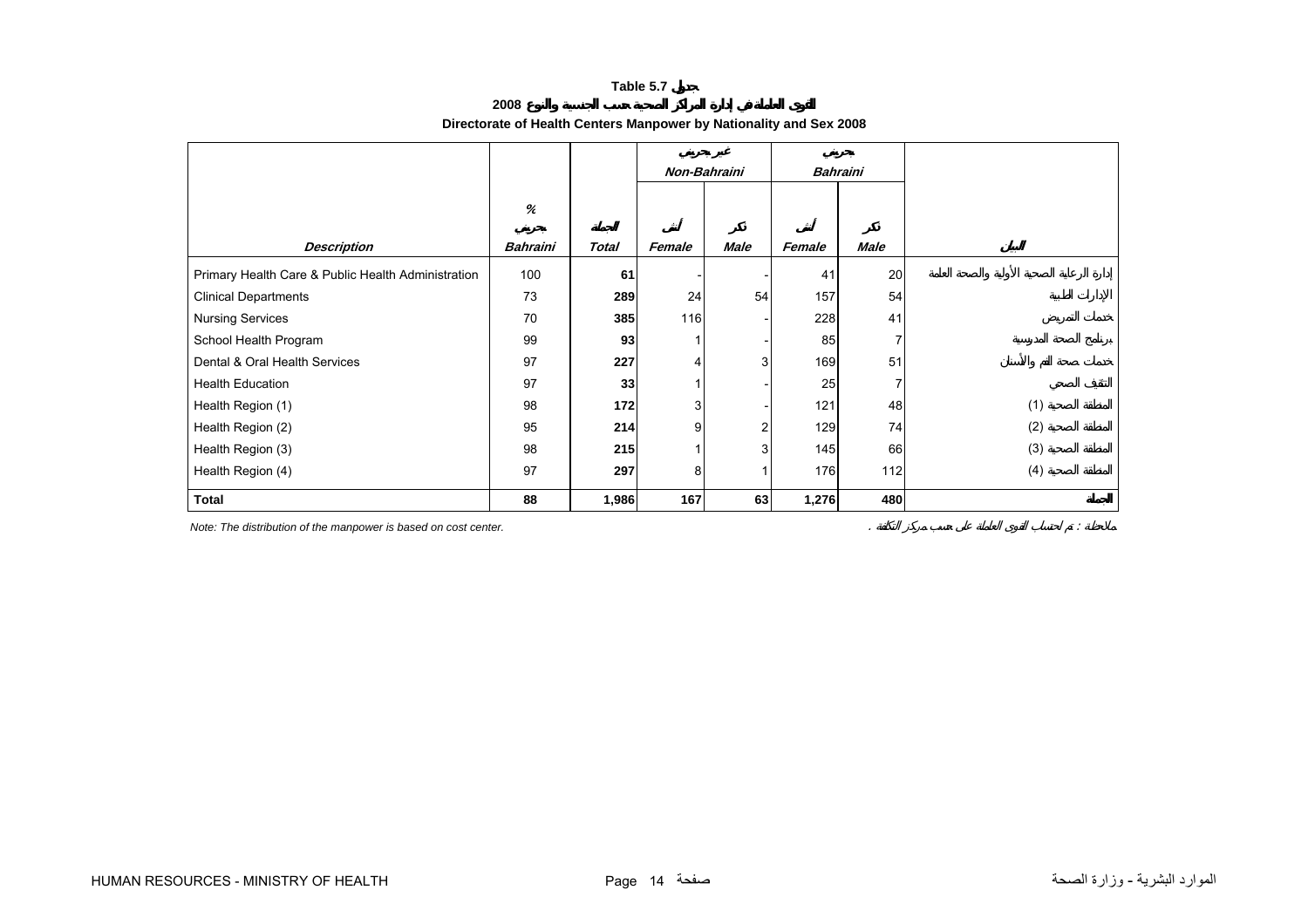**Table 5.7 جدول**

**2008 القوى العاملة في إدارة المراكز الصحية حسب الجنسية والنوع**

**Directorate of Health Centers Manpower by Nationality and Sex 2008**

| | | | غير بحريني Non-Bahraini | | بحريني Bahraini | | |
|---|---|---|---|---|---|---|---|
| *Description* | % بحريني *Bahraini* | المجموع *Total* | أنثى *Female* | ذكر *Male* | أنثى *Female* | ذكر *Male* | البيان |
| Primary Health Care & Public Health Administration | 100 | **61** | - | - | 41 | 20 | إدارة الرعاية الصحية الأولية والصحة العامة |
| Clinical Departments | 73 | **289** | 24 | 54 | 157 | 54 | الإدارات الطبية |
| Nursing Services | 70 | **385** | 116 | - | 228 | 41 | خدمات التمريض |
| School Health Program | 99 | **93** | 1 | - | 85 | 7 | برنامج الصحة المدرسية |
| Dental & Oral Health Services | 97 | **227** | 4 | 3 | 169 | 51 | خدمات صحة الفم والأسنان |
| Health Education | 97 | **33** | 1 | - | 25 | 7 | التثقيف الصحي |
| Health Region (1) | 98 | **172** | 3 | - | 121 | 48 | المنطقة الصحية (1) |
| Health Region (2) | 95 | **214** | 9 | 2 | 129 | 74 | المنطقة الصحية (2) |
| Health Region (3) | 98 | **215** | 1 | 3 | 145 | 66 | المنطقة الصحية (3) |
| Health Region (4) | 97 | **297** | 8 | 1 | 176 | 112 | المنطقة الصحية (4) |
| **Total** | **88** | **1,986** | **167** | **63** | **1,276** | **480** | **المجموع** |

*Note: The distribution of the manpower is based on cost center.*

ملاحظة : تم احتساب القوى العاملة على حسب مركز التكلفة .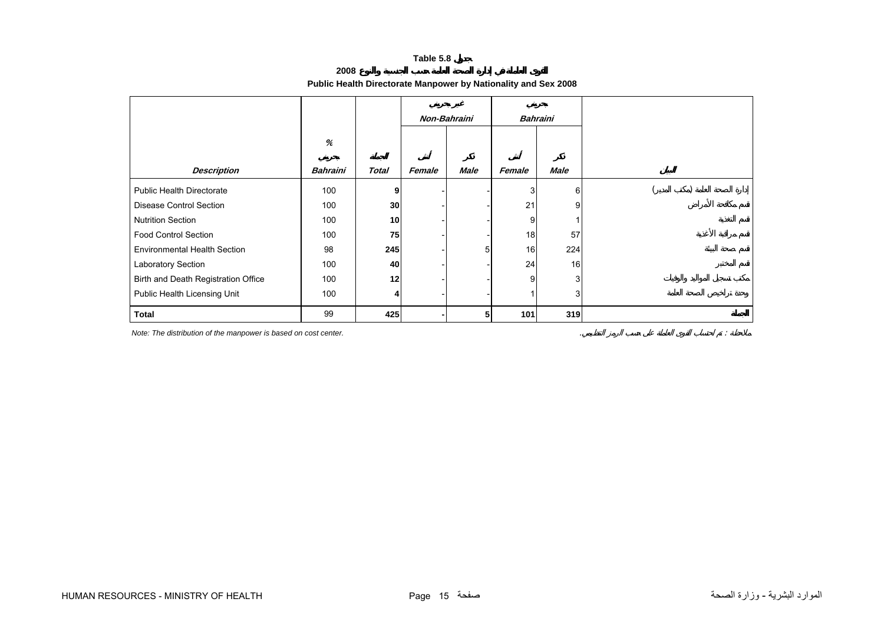# Table 5.8 جدول

## 2008 القوى العاملة في إدارة الصحة العامة حسب الجنسية والنوع

## Public Health Directorate Manpower by Nationality and Sex 2008

| | % | | غير بحريني Non-Bahraini | | بحريني Bahraini | | |
|---|---|---|---|---|---|---|---|
| ***Description*** | بحريني ***Bahraini*** | الجملة ***Total*** | أنثى ***Female*** | ذكر ***Male*** | أنثى ***Female*** | ذكر ***Male*** | البيان |
| Public Health Directorate | 100 | **9** | - | - | 3 | 6 | إدارة الصحة العامة (مكتب المدير) |
| Disease Control Section | 100 | **30** | - | - | 21 | 9 | قسم مكافحة الأمراض |
| Nutrition Section | 100 | **10** | - | - | 9 | 1 | قسم التغذية |
| Food Control Section | 100 | **75** | - | - | 18 | 57 | قسم مراقبة الأغذية |
| Environmental Health Section | 98 | **245** | - | 5 | 16 | 224 | قسم صحة البيئة |
| Laboratory Section | 100 | **40** | - | - | 24 | 16 | قسم المختبر |
| Birth and Death Registration Office | 100 | **12** | - | - | 9 | 3 | مكتب تسجيل المواليد والوفيات |
| Public Health Licensing Unit | 100 | **4** | - | - | 1 | 3 | وحدة تراخيص الصحة العامة |
| **Total** | 99 | **425** | **-** | **5** | **101** | **319** | **الجملة** |

*Note: The distribution of the manpower is based on cost center.*

ملاحظة : تم احتساب القوى العاملة على حسب الرمز التنظيمي.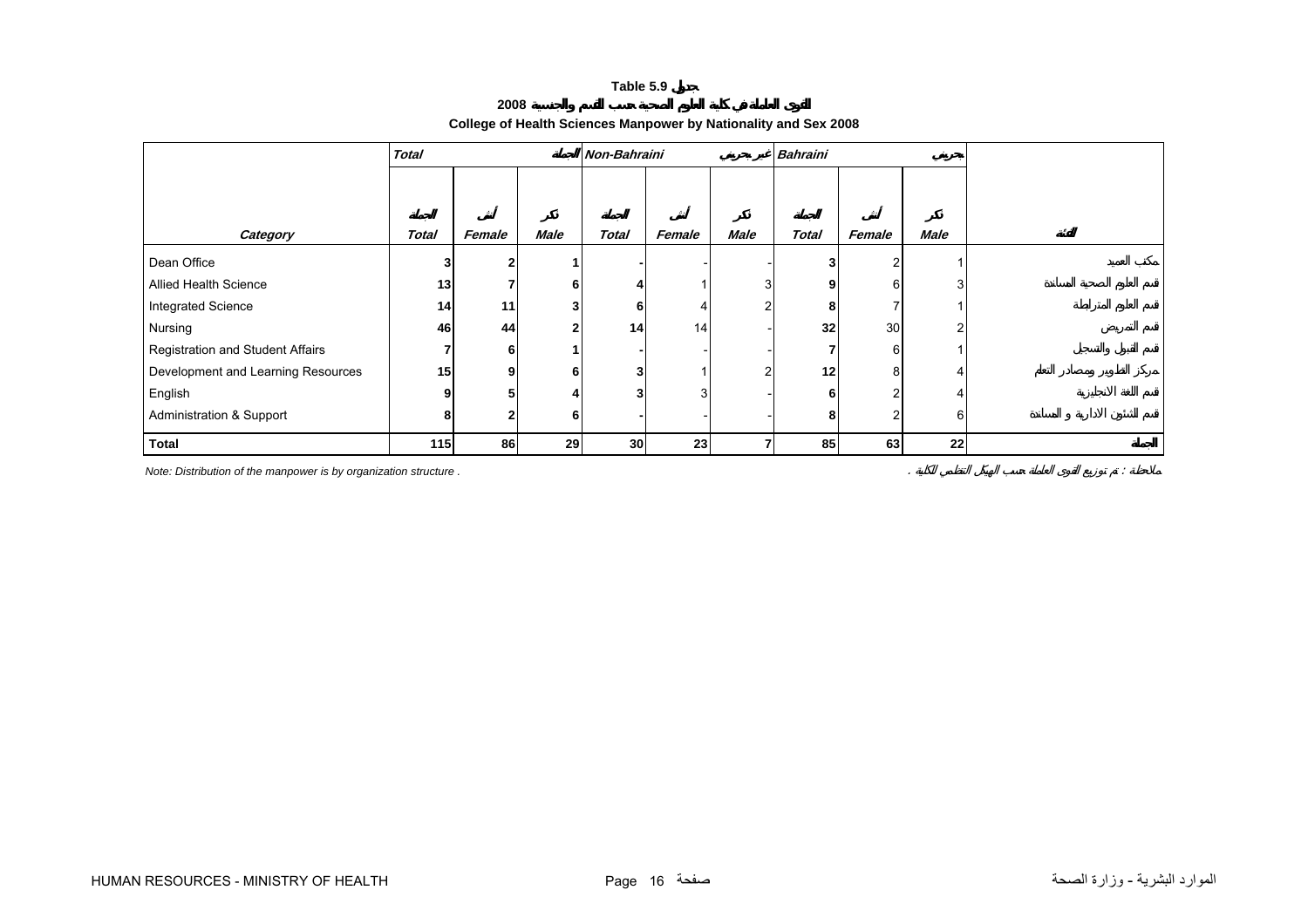# Table 5.9 جدول

## 2008 القوى العاملة في كلية العلوم الصحية حسب الفئة والجنسية

### College of Health Sciences Manpower by Nationality and Sex 2008

| | Total الجملة | | | Non-Bahraini غير بحريني | | | Bahraini بحريني | | | |
|---|---|---|---|---|---|---|---|---|---|---|
| Category | الجملة Total | أنثى Female | ذكر Male | الجملة Total | أنثى Female | ذكر Male | الجملة Total | أنثى Female | ذكر Male | الفئة |
| Dean Office | 3 | 2 | 1 | - | - | - | 3 | 2 | 1 | مكتب العميد |
| Allied Health Science | 13 | 7 | 6 | 4 | 1 | 3 | 9 | 6 | 3 | قسم العلوم الصحية المساندة |
| Integrated Science | 14 | 11 | 3 | 6 | 4 | 2 | 8 | 7 | 1 | قسم العلوم المترابطة |
| Nursing | 46 | 44 | 2 | 14 | 14 | - | 32 | 30 | 2 | قسم التمريض |
| Registration and Student Affairs | 7 | 6 | 1 | - | - | - | 7 | 6 | 1 | قسم القبول والتسجيل |
| Development and Learning Resources | 15 | 9 | 6 | 3 | 1 | 2 | 12 | 8 | 4 | مركز التطوير ومصادر التعلم |
| English | 9 | 5 | 4 | 3 | 3 | - | 6 | 2 | 4 | قسم اللغة الانجليزية |
| Administration & Support | 8 | 2 | 6 | - | - | - | 8 | 2 | 6 | قسم الشئون الادارية و المساندة |
| **Total** | **115** | **86** | **29** | **30** | **23** | **7** | **85** | **63** | **22** | **الجملة** |

*Note: Distribution of the manpower is by organization structure .*

ملاحظة : تم توزيع القوى العاملة حسب الهيكل التنظيمي للكلية .